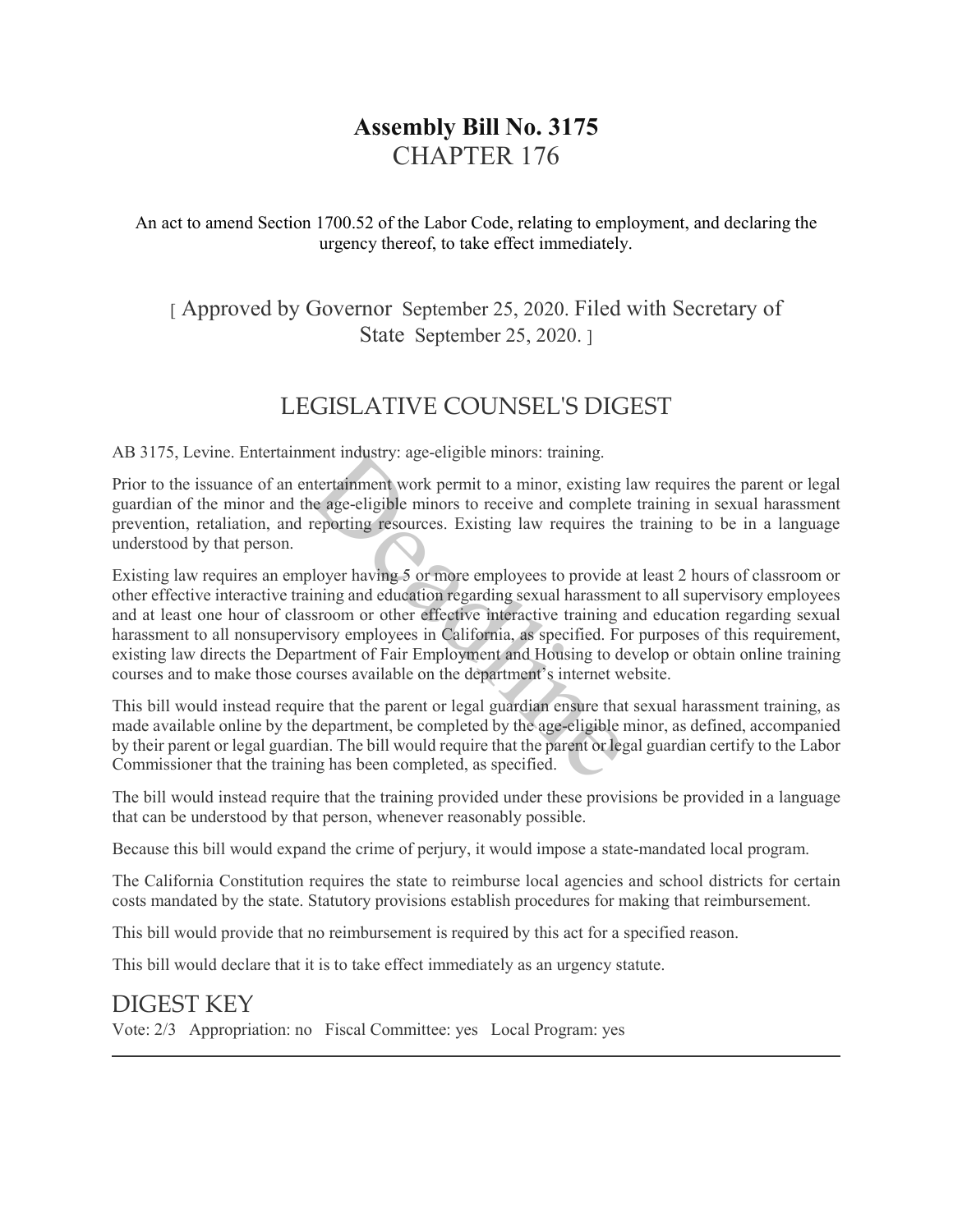# Assembly Bill No. 3175
## CHAPTER 176

An act to amend Section 1700.52 of the Labor Code, relating to employment, and declaring the urgency thereof, to take effect immediately.

[ Approved by Governor September 25, 2020. Filed with Secretary of State September 25, 2020. ]

## LEGISLATIVE COUNSEL'S DIGEST

AB 3175, Levine. Entertainment industry: age-eligible minors: training.

Prior to the issuance of an entertainment work permit to a minor, existing law requires the parent or legal guardian of the minor and the age-eligible minors to receive and complete training in sexual harassment prevention, retaliation, and reporting resources. Existing law requires the training to be in a language understood by that person.

Existing law requires an employer having 5 or more employees to provide at least 2 hours of classroom or other effective interactive training and education regarding sexual harassment to all supervisory employees and at least one hour of classroom or other effective interactive training and education regarding sexual harassment to all nonsupervisory employees in California, as specified. For purposes of this requirement, existing law directs the Department of Fair Employment and Housing to develop or obtain online training courses and to make those courses available on the department's internet website.

This bill would instead require that the parent or legal guardian ensure that sexual harassment training, as made available online by the department, be completed by the age-eligible minor, as defined, accompanied by their parent or legal guardian. The bill would require that the parent or legal guardian certify to the Labor Commissioner that the training has been completed, as specified.

The bill would instead require that the training provided under these provisions be provided in a language that can be understood by that person, whenever reasonably possible.

Because this bill would expand the crime of perjury, it would impose a state-mandated local program.

The California Constitution requires the state to reimburse local agencies and school districts for certain costs mandated by the state. Statutory provisions establish procedures for making that reimbursement.

This bill would provide that no reimbursement is required by this act for a specified reason.

This bill would declare that it is to take effect immediately as an urgency statute.

## DIGEST KEY

Vote: 2/3 Appropriation: no Fiscal Committee: yes Local Program: yes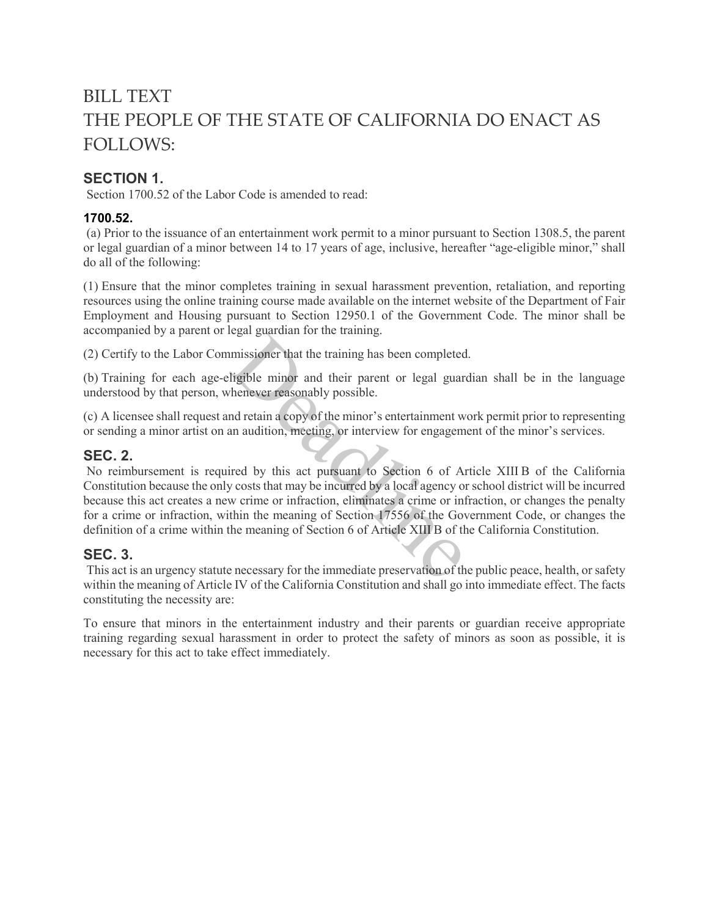# BILL TEXT

# THE PEOPLE OF THE STATE OF CALIFORNIA DO ENACT AS FOLLOWS:

## SECTION 1.

Section 1700.52 of the Labor Code is amended to read:

### 1700.52.

(a) Prior to the issuance of an entertainment work permit to a minor pursuant to Section 1308.5, the parent or legal guardian of a minor between 14 to 17 years of age, inclusive, hereafter "age-eligible minor," shall do all of the following:

(1) Ensure that the minor completes training in sexual harassment prevention, retaliation, and reporting resources using the online training course made available on the internet website of the Department of Fair Employment and Housing pursuant to Section 12950.1 of the Government Code. The minor shall be accompanied by a parent or legal guardian for the training.

(2) Certify to the Labor Commissioner that the training has been completed.

(b) Training for each age-eligible minor and their parent or legal guardian shall be in the language understood by that person, whenever reasonably possible.

(c) A licensee shall request and retain a copy of the minor's entertainment work permit prior to representing or sending a minor artist on an audition, meeting, or interview for engagement of the minor's services.

## SEC. 2.

No reimbursement is required by this act pursuant to Section 6 of Article XIII B of the California Constitution because the only costs that may be incurred by a local agency or school district will be incurred because this act creates a new crime or infraction, eliminates a crime or infraction, or changes the penalty for a crime or infraction, within the meaning of Section 17556 of the Government Code, or changes the definition of a crime within the meaning of Section 6 of Article XIII B of the California Constitution.

## SEC. 3.

This act is an urgency statute necessary for the immediate preservation of the public peace, health, or safety within the meaning of Article IV of the California Constitution and shall go into immediate effect. The facts constituting the necessity are:

To ensure that minors in the entertainment industry and their parents or guardian receive appropriate training regarding sexual harassment in order to protect the safety of minors as soon as possible, it is necessary for this act to take effect immediately.